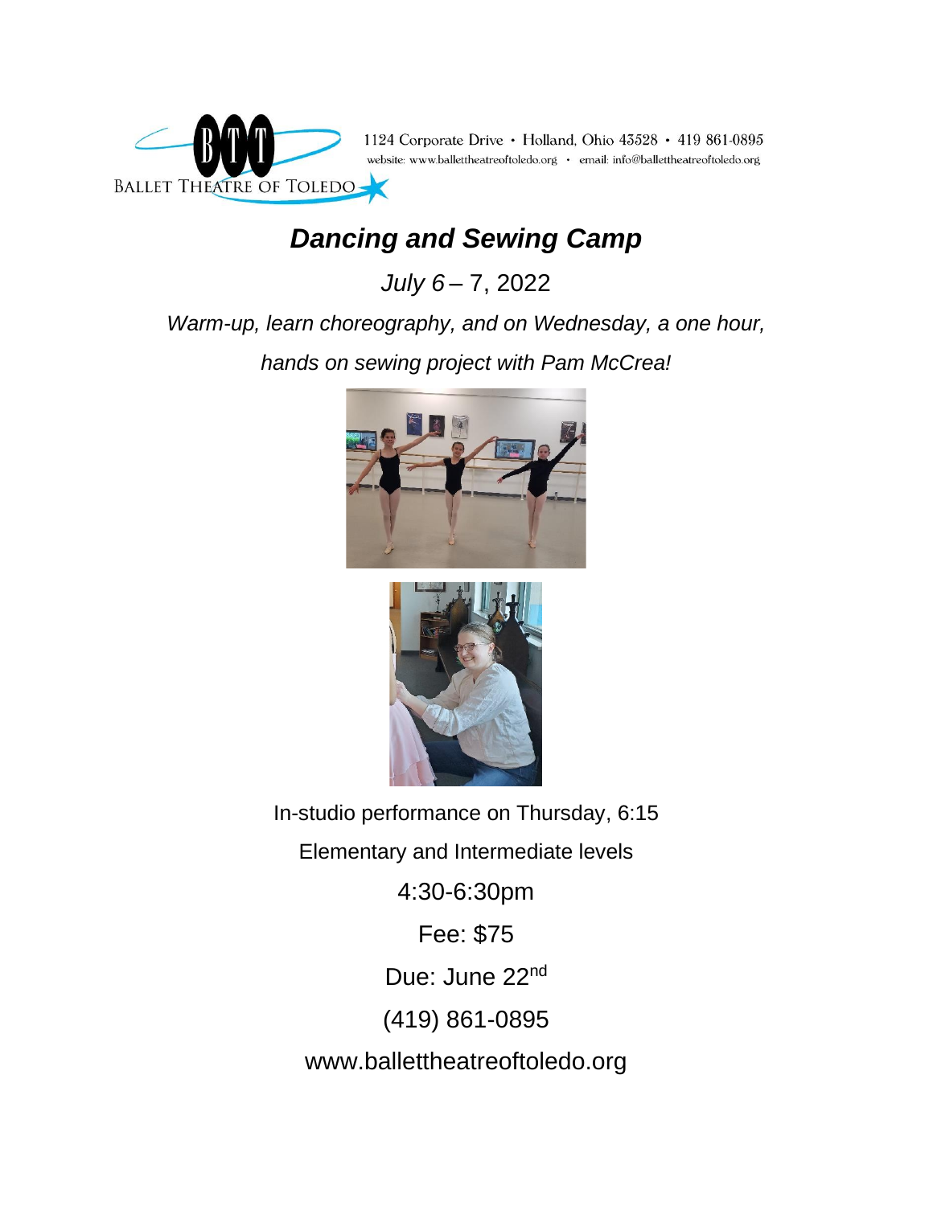BALLET THEATRE OF TOLEDO

1124 Corporate Drive • Holland, Ohio 43528 • 419 861-0895
website: www.ballettheatreoftoledo.org • email: info@ballettheatreoftoledo.org

# *Dancing and Sewing Camp*

*July 6* – 7, 2022

*Warm-up, learn choreography, and on Wednesday, a one hour, hands on sewing project with Pam McCrea!*

In-studio performance on Thursday, 6:15

Elementary and Intermediate levels

4:30-6:30pm

Fee: $75

Due: June 22nd

(419) 861-0895

www.ballettheatreoftoledo.org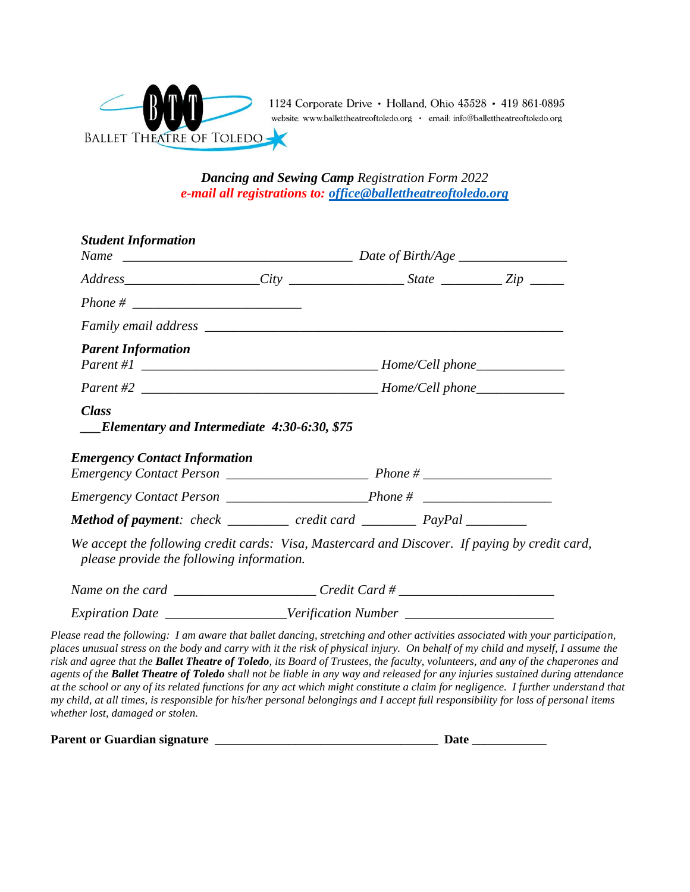BALLET THEATRE OF TOLEDO

1124 Corporate Drive • Holland, Ohio 43528 • 419 861-0895
website: www.ballettheatreoftoledo.org • email: info@ballettheatreoftoledo.org

***Dancing and Sewing Camp** Registration Form 2022*
***e-mail all registrations to: office@ballettheatreoftoledo.org***

***Student Information***

*Name* ________________________________ *Date of Birth/Age* _______________

*Address*___________________*City* ________________ *State* _________ *Zip* _____

*Phone #* _______________________

*Family email address* __________________________________________________

***Parent Information***

*Parent #1* _________________________________ *Home/Cell phone*____________

*Parent #2* _________________________________ *Home/Cell phone*____________

***Class***

***___Elementary and Intermediate 4:30-6:30, $75***

***Emergency Contact Information***

*Emergency Contact Person* ____________________ *Phone #* __________________

*Emergency Contact Person* ____________________*Phone #* __________________

***Method of payment**: check* _________ *credit card* ________ *PayPal* _________

*We accept the following credit cards: Visa, Mastercard and Discover. If paying by credit card, please provide the following information.*

*Name on the card* ____________________ *Credit Card #* ______________________

*Expiration Date* _________________*Verification Number* _____________________

*Please read the following: I am aware that ballet dancing, stretching and other activities associated with your participation, places unusual stress on the body and carry with it the risk of physical injury. On behalf of my child and myself, I assume the risk and agree that the **Ballet Theatre of Toledo**, its Board of Trustees, the faculty, volunteers, and any of the chaperones and agents of the **Ballet Theatre of Toledo** shall not be liable in any way and released for any injuries sustained during attendance at the school or any of its related functions for any act which might constitute a claim for negligence. I further understand that my child, at all times, is responsible for his/her personal belongings and I accept full responsibility for loss of personal items whether lost, damaged or stolen.*

**Parent or Guardian signature ___________________________________ Date ___________**